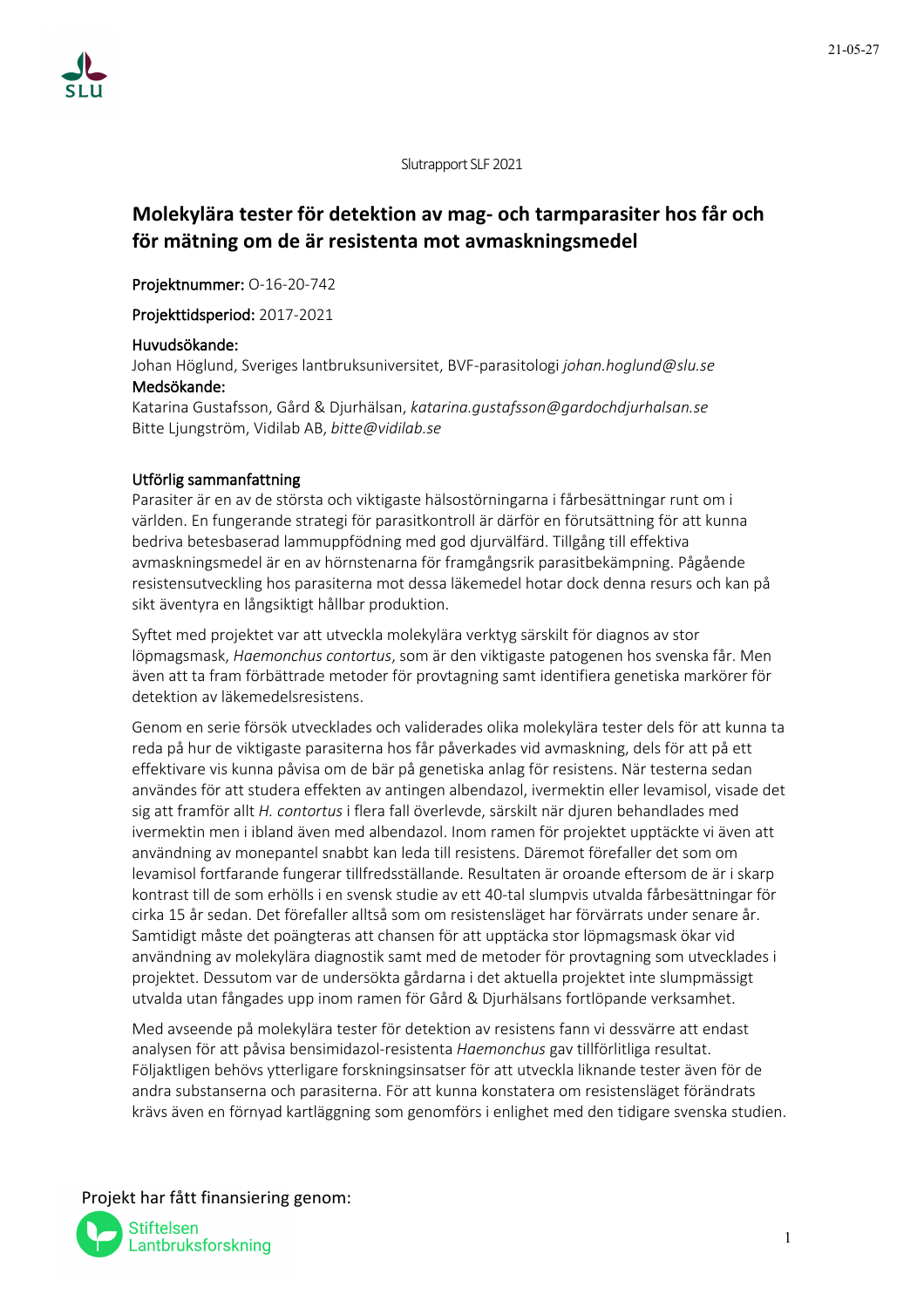Slutrapport SLF 2021

# Molekylära tester för detektion av mag- och tarmparasiter hos får och för mätning om de är resistenta mot avmaskningsmedel

**Projektnummer:** O-16-20-742

**Projekttidsperiod:** 2017-2021

**Huvudsökande:**
Johan Höglund, Sveriges lantbruksuniversitet, BVF-parasitologi *johan.hoglund@slu.se*

**Medsökande:**
Katarina Gustafsson, Gård & Djurhälsan, *katarina.gustafsson@gardochdjurhalsan.se*
Bitte Ljungström, Vidilab AB, *bitte@vidilab.se*

## Utförlig sammanfattning

Parasiter är en av de största och viktigaste hälsostörningarna i fårbesättningar runt om i världen. En fungerande strategi för parasitkontroll är därför en förutsättning för att kunna bedriva betesbaserad lammuppfödning med god djurvälfärd. Tillgång till effektiva avmaskningsmedel är en av hörnstenarna för framgångsrik parasitbekämpning. Pågående resistensutveckling hos parasiterna mot dessa läkemedel hotar dock denna resurs och kan på sikt äventyra en långsiktigt hållbar produktion.

Syftet med projektet var att utveckla molekylära verktyg särskilt för diagnos av stor löpmagsmask, *Haemonchus contortus*, som är den viktigaste patogenen hos svenska får. Men även att ta fram förbättrade metoder för provtagning samt identifiera genetiska markörer för detektion av läkemedelsresistens.

Genom en serie försök utvecklades och validerades olika molekylära tester dels för att kunna ta reda på hur de viktigaste parasiterna hos får påverkades vid avmaskning, dels för att på ett effektivare vis kunna påvisa om de bär på genetiska anlag för resistens. När testerna sedan användes för att studera effekten av antingen albendazol, ivermektin eller levamisol, visade det sig att framför allt *H. contortus* i flera fall överlevde, särskilt när djuren behandlades med ivermektin men i ibland även med albendazol. Inom ramen för projektet upptäckte vi även att användning av monepantel snabbt kan leda till resistens. Däremot förefaller det som om levamisol fortfarande fungerar tillfredsställande. Resultaten är oroande eftersom de är i skarp kontrast till de som erhölls i en svensk studie av ett 40-tal slumpvis utvalda fårbesättningar för cirka 15 år sedan. Det förefaller alltså som om resistensläget har förvärrats under senare år. Samtidigt måste det poängteras att chansen för att upptäcka stor löpmagsmask ökar vid användning av molekylära diagnostik samt med de metoder för provtagning som utvecklades i projektet. Dessutom var de undersökta gårdarna i det aktuella projektet inte slumpmässigt utvalda utan fångades upp inom ramen för Gård & Djurhälsans fortlöpande verksamhet.

Med avseende på molekylära tester för detektion av resistens fann vi dessvärre att endast analysen för att påvisa bensimidazol-resistenta *Haemonchus* gav tillförlitliga resultat. Följaktligen behövs ytterligare forskningsinsatser för att utveckla liknande tester även för de andra substanserna och parasiterna. För att kunna konstatera om resistensläget förändrats krävs även en förnyad kartläggning som genomförs i enlighet med den tidigare svenska studien.

Projekt har fått finansiering genom:

Stiftelsen Lantbruksforskning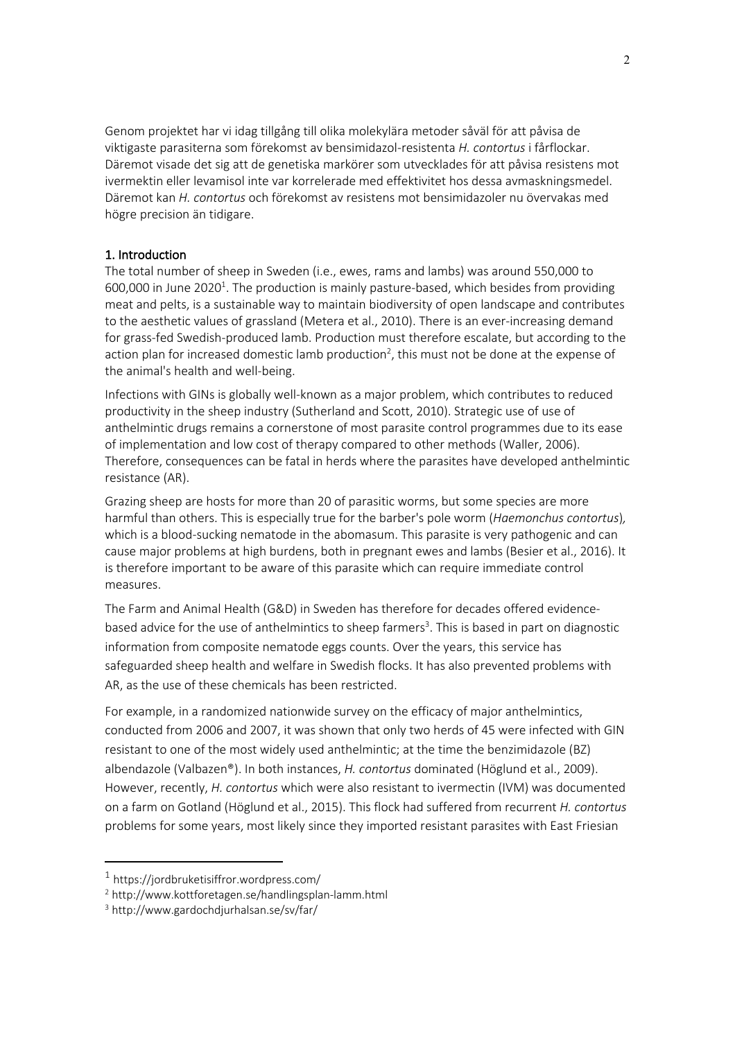Genom projektet har vi idag tillgång till olika molekylära metoder såväl för att påvisa de viktigaste parasiterna som förekomst av bensimidazol-resistenta *H. contortus* i fårflockar. Däremot visade det sig att de genetiska markörer som utvecklades för att påvisa resistens mot ivermektin eller levamisol inte var korrelerade med effektivitet hos dessa avmaskningsmedel. Däremot kan *H. contortus* och förekomst av resistens mot bensimidazoler nu övervakas med högre precision än tidigare.

## 1. Introduction

The total number of sheep in Sweden (i.e., ewes, rams and lambs) was around 550,000 to 600,000 in June 2020[1]. The production is mainly pasture-based, which besides from providing meat and pelts, is a sustainable way to maintain biodiversity of open landscape and contributes to the aesthetic values of grassland (Metera et al., 2010). There is an ever-increasing demand for grass-fed Swedish-produced lamb. Production must therefore escalate, but according to the action plan for increased domestic lamb production[2], this must not be done at the expense of the animal's health and well-being.

Infections with GINs is globally well-known as a major problem, which contributes to reduced productivity in the sheep industry (Sutherland and Scott, 2010). Strategic use of use of anthelmintic drugs remains a cornerstone of most parasite control programmes due to its ease of implementation and low cost of therapy compared to other methods (Waller, 2006). Therefore, consequences can be fatal in herds where the parasites have developed anthelmintic resistance (AR).

Grazing sheep are hosts for more than 20 of parasitic worms, but some species are more harmful than others. This is especially true for the barber's pole worm (*Haemonchus contortus*), which is a blood-sucking nematode in the abomasum. This parasite is very pathogenic and can cause major problems at high burdens, both in pregnant ewes and lambs (Besier et al., 2016). It is therefore important to be aware of this parasite which can require immediate control measures.

The Farm and Animal Health (G&D) in Sweden has therefore for decades offered evidence-based advice for the use of anthelmintics to sheep farmers[3]. This is based in part on diagnostic information from composite nematode eggs counts. Over the years, this service has safeguarded sheep health and welfare in Swedish flocks. It has also prevented problems with AR, as the use of these chemicals has been restricted.

For example, in a randomized nationwide survey on the efficacy of major anthelmintics, conducted from 2006 and 2007, it was shown that only two herds of 45 were infected with GIN resistant to one of the most widely used anthelmintic; at the time the benzimidazole (BZ) albendazole (Valbazen®). In both instances, *H. contortus* dominated (Höglund et al., 2009). However, recently, *H. contortus* which were also resistant to ivermectin (IVM) was documented on a farm on Gotland (Höglund et al., 2015). This flock had suffered from recurrent *H. contortus* problems for some years, most likely since they imported resistant parasites with East Friesian

---

[1] https://jordbruketisiffror.wordpress.com/

[2] http://www.kottforetagen.se/handlingsplan-lamm.html

[3] http://www.gardochdjurhalsan.se/sv/far/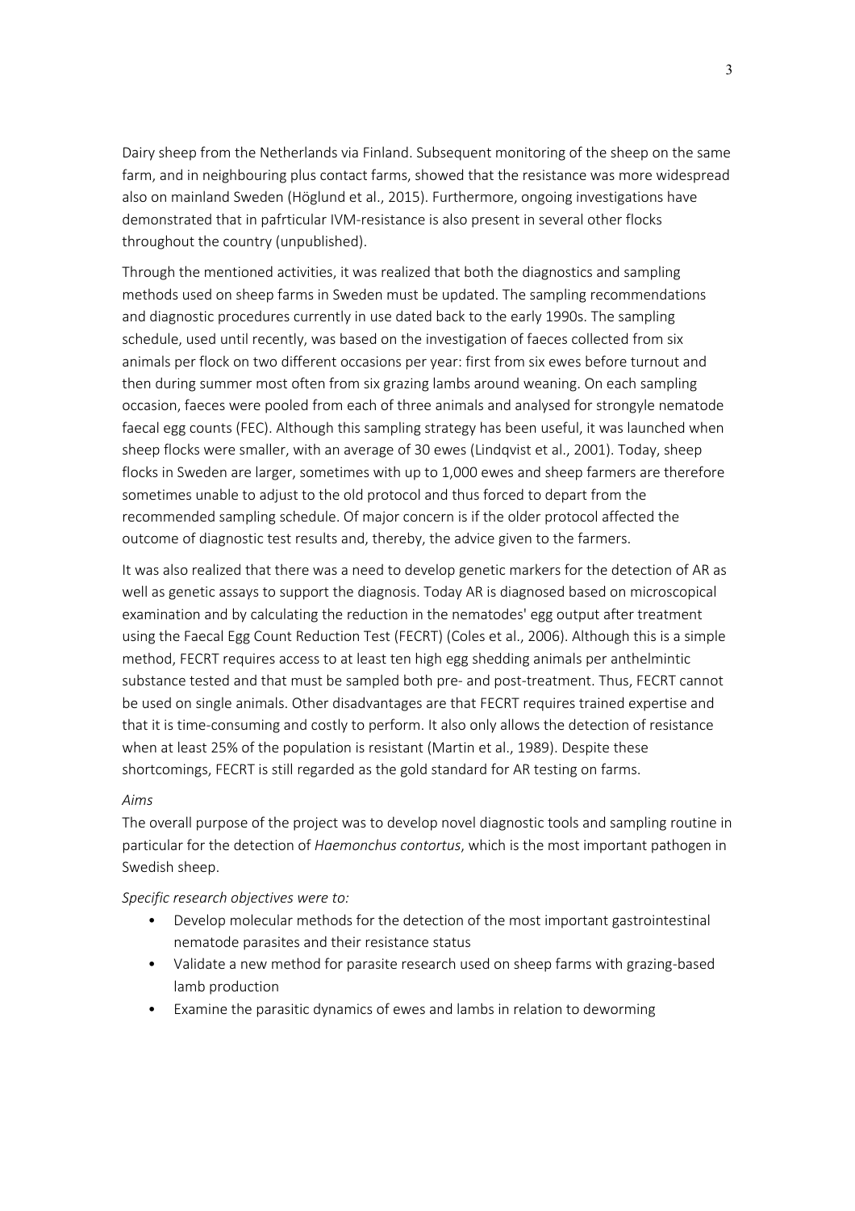Dairy sheep from the Netherlands via Finland. Subsequent monitoring of the sheep on the same farm, and in neighbouring plus contact farms, showed that the resistance was more widespread also on mainland Sweden (Höglund et al., 2015). Furthermore, ongoing investigations have demonstrated that in pafrticular IVM-resistance is also present in several other flocks throughout the country (unpublished).

Through the mentioned activities, it was realized that both the diagnostics and sampling methods used on sheep farms in Sweden must be updated. The sampling recommendations and diagnostic procedures currently in use dated back to the early 1990s. The sampling schedule, used until recently, was based on the investigation of faeces collected from six animals per flock on two different occasions per year: first from six ewes before turnout and then during summer most often from six grazing lambs around weaning. On each sampling occasion, faeces were pooled from each of three animals and analysed for strongyle nematode faecal egg counts (FEC). Although this sampling strategy has been useful, it was launched when sheep flocks were smaller, with an average of 30 ewes (Lindqvist et al., 2001). Today, sheep flocks in Sweden are larger, sometimes with up to 1,000 ewes and sheep farmers are therefore sometimes unable to adjust to the old protocol and thus forced to depart from the recommended sampling schedule. Of major concern is if the older protocol affected the outcome of diagnostic test results and, thereby, the advice given to the farmers.

It was also realized that there was a need to develop genetic markers for the detection of AR as well as genetic assays to support the diagnosis. Today AR is diagnosed based on microscopical examination and by calculating the reduction in the nematodes' egg output after treatment using the Faecal Egg Count Reduction Test (FECRT) (Coles et al., 2006). Although this is a simple method, FECRT requires access to at least ten high egg shedding animals per anthelmintic substance tested and that must be sampled both pre- and post-treatment. Thus, FECRT cannot be used on single animals. Other disadvantages are that FECRT requires trained expertise and that it is time-consuming and costly to perform. It also only allows the detection of resistance when at least 25% of the population is resistant (Martin et al., 1989). Despite these shortcomings, FECRT is still regarded as the gold standard for AR testing on farms.

*Aims*

The overall purpose of the project was to develop novel diagnostic tools and sampling routine in particular for the detection of *Haemonchus contortus*, which is the most important pathogen in Swedish sheep.

*Specific research objectives were to:*

- Develop molecular methods for the detection of the most important gastrointestinal nematode parasites and their resistance status
- Validate a new method for parasite research used on sheep farms with grazing-based lamb production
- Examine the parasitic dynamics of ewes and lambs in relation to deworming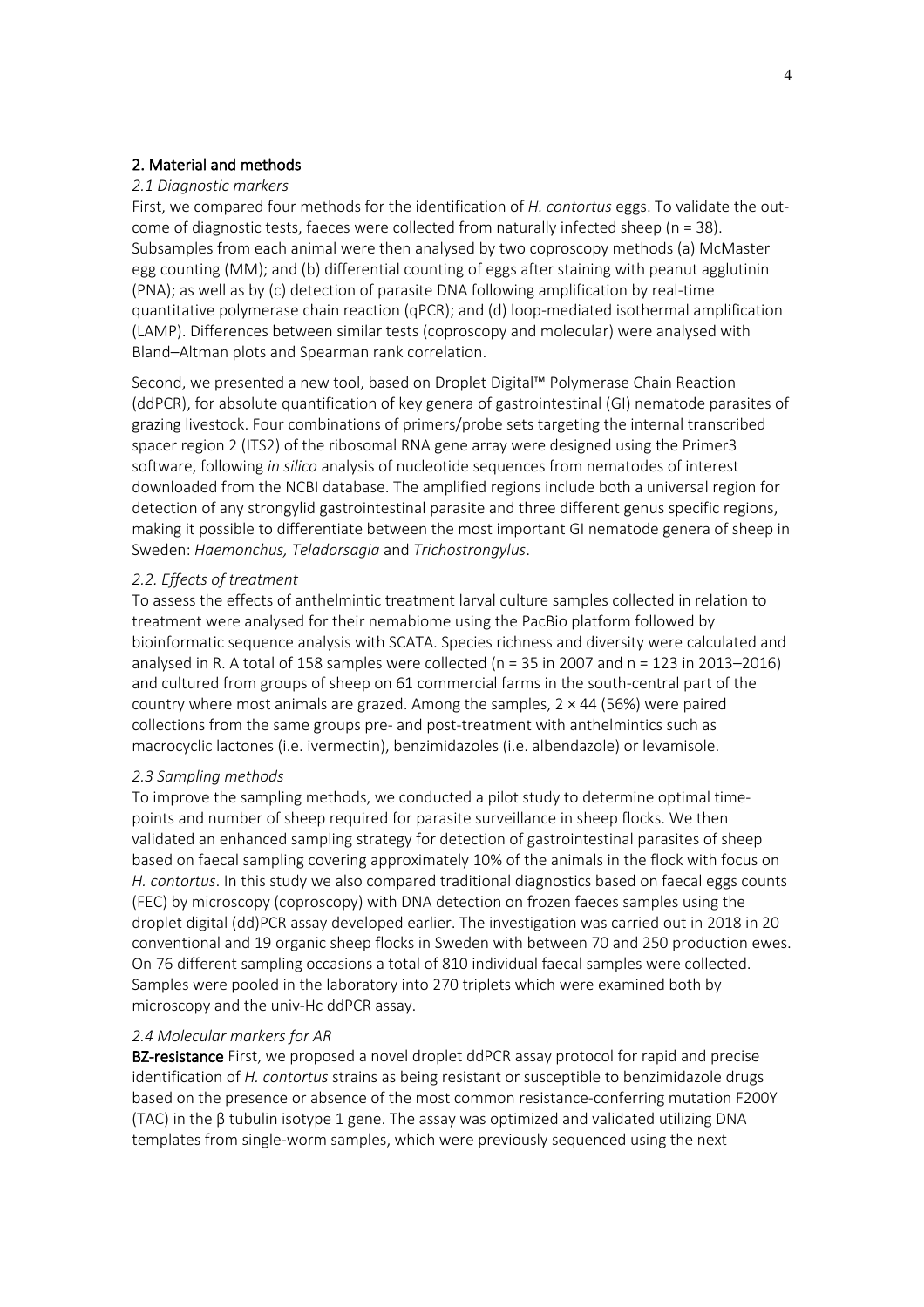## 2. Material and methods

### *2.1 Diagnostic markers*

First, we compared four methods for the identification of *H. contortus* eggs. To validate the outcome of diagnostic tests, faeces were collected from naturally infected sheep (n = 38). Subsamples from each animal were then analysed by two coproscopy methods (a) McMaster egg counting (MM); and (b) differential counting of eggs after staining with peanut agglutinin (PNA); as well as by (c) detection of parasite DNA following amplification by real-time quantitative polymerase chain reaction (qPCR); and (d) loop-mediated isothermal amplification (LAMP). Differences between similar tests (coproscopy and molecular) were analysed with Bland–Altman plots and Spearman rank correlation.

Second, we presented a new tool, based on Droplet Digital™ Polymerase Chain Reaction (ddPCR), for absolute quantification of key genera of gastrointestinal (GI) nematode parasites of grazing livestock. Four combinations of primers/probe sets targeting the internal transcribed spacer region 2 (ITS2) of the ribosomal RNA gene array were designed using the Primer3 software, following *in silico* analysis of nucleotide sequences from nematodes of interest downloaded from the NCBI database. The amplified regions include both a universal region for detection of any strongylid gastrointestinal parasite and three different genus specific regions, making it possible to differentiate between the most important GI nematode genera of sheep in Sweden: *Haemonchus, Teladorsagia* and *Trichostrongylus*.

### *2.2. Effects of treatment*

To assess the effects of anthelmintic treatment larval culture samples collected in relation to treatment were analysed for their nemabiome using the PacBio platform followed by bioinformatic sequence analysis with SCATA. Species richness and diversity were calculated and analysed in R. A total of 158 samples were collected (n = 35 in 2007 and n = 123 in 2013–2016) and cultured from groups of sheep on 61 commercial farms in the south-central part of the country where most animals are grazed. Among the samples, 2 × 44 (56%) were paired collections from the same groups pre- and post-treatment with anthelmintics such as macrocyclic lactones (i.e. ivermectin), benzimidazoles (i.e. albendazole) or levamisole.

### *2.3 Sampling methods*

To improve the sampling methods, we conducted a pilot study to determine optimal time-points and number of sheep required for parasite surveillance in sheep flocks. We then validated an enhanced sampling strategy for detection of gastrointestinal parasites of sheep based on faecal sampling covering approximately 10% of the animals in the flock with focus on *H. contortus*. In this study we also compared traditional diagnostics based on faecal eggs counts (FEC) by microscopy (coproscopy) with DNA detection on frozen faeces samples using the droplet digital (dd)PCR assay developed earlier. The investigation was carried out in 2018 in 20 conventional and 19 organic sheep flocks in Sweden with between 70 and 250 production ewes. On 76 different sampling occasions a total of 810 individual faecal samples were collected. Samples were pooled in the laboratory into 270 triplets which were examined both by microscopy and the univ-Hc ddPCR assay.

### *2.4 Molecular markers for AR*

**BZ-resistance** First, we proposed a novel droplet ddPCR assay protocol for rapid and precise identification of *H. contortus* strains as being resistant or susceptible to benzimidazole drugs based on the presence or absence of the most common resistance-conferring mutation F200Y (TAC) in the β tubulin isotype 1 gene. The assay was optimized and validated utilizing DNA templates from single-worm samples, which were previously sequenced using the next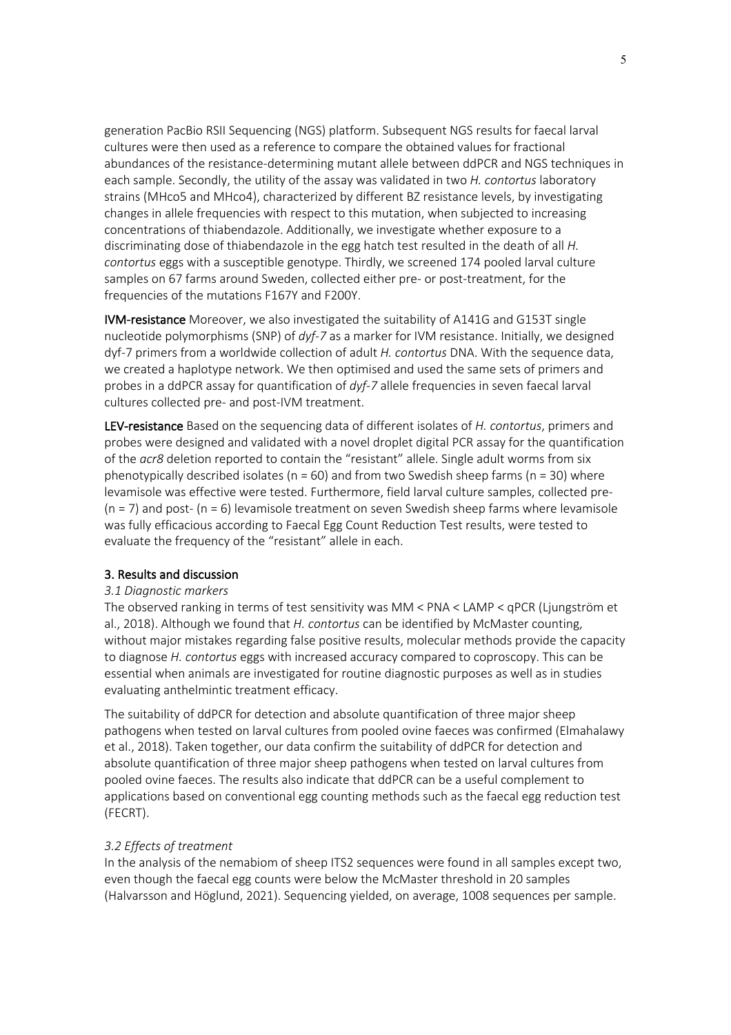generation PacBio RSII Sequencing (NGS) platform. Subsequent NGS results for faecal larval cultures were then used as a reference to compare the obtained values for fractional abundances of the resistance-determining mutant allele between ddPCR and NGS techniques in each sample. Secondly, the utility of the assay was validated in two *H. contortus* laboratory strains (MHco5 and MHco4), characterized by different BZ resistance levels, by investigating changes in allele frequencies with respect to this mutation, when subjected to increasing concentrations of thiabendazole. Additionally, we investigate whether exposure to a discriminating dose of thiabendazole in the egg hatch test resulted in the death of all *H. contortus* eggs with a susceptible genotype. Thirdly, we screened 174 pooled larval culture samples on 67 farms around Sweden, collected either pre- or post-treatment, for the frequencies of the mutations F167Y and F200Y.

**IVM-resistance** Moreover, we also investigated the suitability of A141G and G153T single nucleotide polymorphisms (SNP) of *dyf-7* as a marker for IVM resistance. Initially, we designed dyf-7 primers from a worldwide collection of adult *H. contortus* DNA. With the sequence data, we created a haplotype network. We then optimised and used the same sets of primers and probes in a ddPCR assay for quantification of *dyf-7* allele frequencies in seven faecal larval cultures collected pre- and post-IVM treatment.

**LEV-resistance** Based on the sequencing data of different isolates of *H. contortus*, primers and probes were designed and validated with a novel droplet digital PCR assay for the quantification of the *acr8* deletion reported to contain the "resistant" allele. Single adult worms from six phenotypically described isolates (n = 60) and from two Swedish sheep farms (n = 30) where levamisole was effective were tested. Furthermore, field larval culture samples, collected pre- (n = 7) and post- (n = 6) levamisole treatment on seven Swedish sheep farms where levamisole was fully efficacious according to Faecal Egg Count Reduction Test results, were tested to evaluate the frequency of the "resistant" allele in each.

## 3. Results and discussion

### *3.1 Diagnostic markers*

The observed ranking in terms of test sensitivity was MM < PNA < LAMP < qPCR (Ljungström et al., 2018). Although we found that *H. contortus* can be identified by McMaster counting, without major mistakes regarding false positive results, molecular methods provide the capacity to diagnose *H. contortus* eggs with increased accuracy compared to coproscopy. This can be essential when animals are investigated for routine diagnostic purposes as well as in studies evaluating anthelmintic treatment efficacy.

The suitability of ddPCR for detection and absolute quantification of three major sheep pathogens when tested on larval cultures from pooled ovine faeces was confirmed (Elmahalawy et al., 2018). Taken together, our data confirm the suitability of ddPCR for detection and absolute quantification of three major sheep pathogens when tested on larval cultures from pooled ovine faeces. The results also indicate that ddPCR can be a useful complement to applications based on conventional egg counting methods such as the faecal egg reduction test (FECRT).

### *3.2 Effects of treatment*

In the analysis of the nemabiom of sheep ITS2 sequences were found in all samples except two, even though the faecal egg counts were below the McMaster threshold in 20 samples (Halvarsson and Höglund, 2021). Sequencing yielded, on average, 1008 sequences per sample.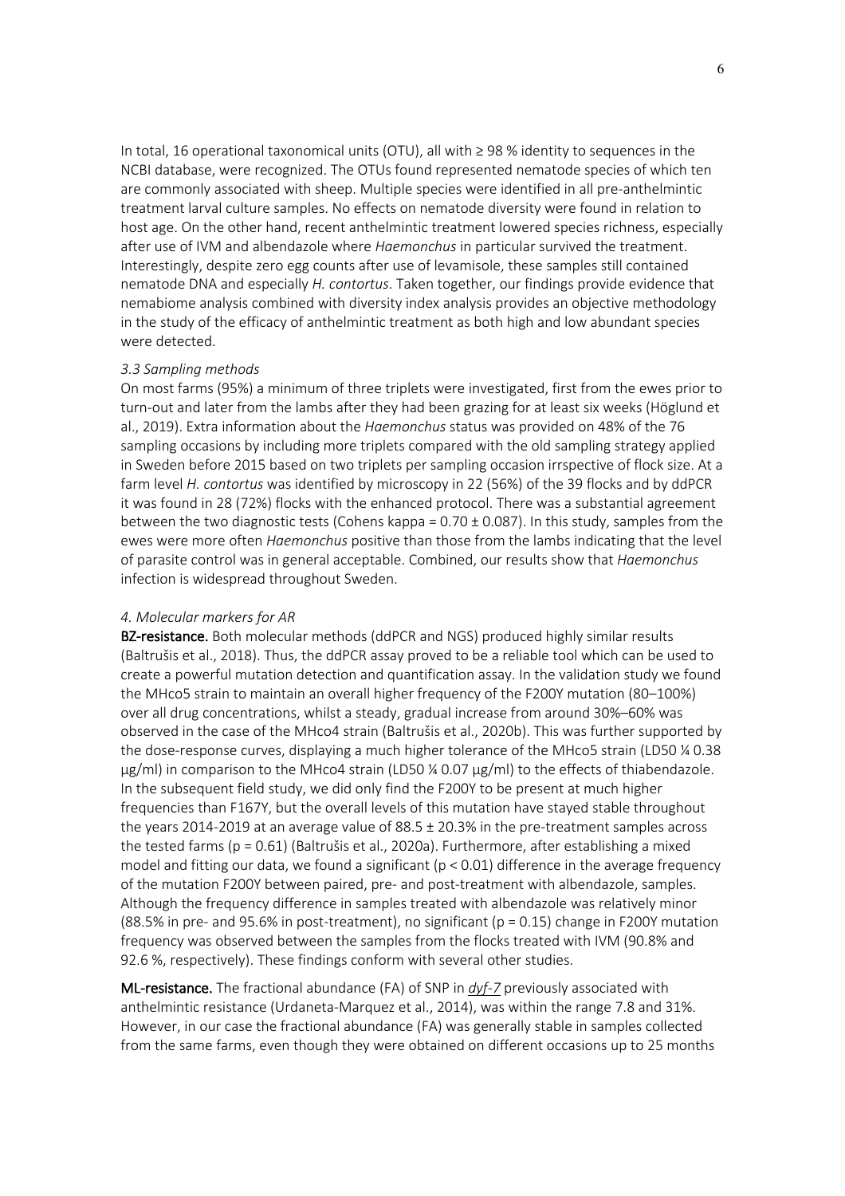In total, 16 operational taxonomical units (OTU), all with ≥ 98 % identity to sequences in the NCBI database, were recognized. The OTUs found represented nematode species of which ten are commonly associated with sheep. Multiple species were identified in all pre-anthelmintic treatment larval culture samples. No effects on nematode diversity were found in relation to host age. On the other hand, recent anthelmintic treatment lowered species richness, especially after use of IVM and albendazole where *Haemonchus* in particular survived the treatment. Interestingly, despite zero egg counts after use of levamisole, these samples still contained nematode DNA and especially *H. contortus*. Taken together, our findings provide evidence that nemabiome analysis combined with diversity index analysis provides an objective methodology in the study of the efficacy of anthelmintic treatment as both high and low abundant species were detected.

*3.3 Sampling methods*

On most farms (95%) a minimum of three triplets were investigated, first from the ewes prior to turn-out and later from the lambs after they had been grazing for at least six weeks (Höglund et al., 2019). Extra information about the *Haemonchus* status was provided on 48% of the 76 sampling occasions by including more triplets compared with the old sampling strategy applied in Sweden before 2015 based on two triplets per sampling occasion irrspective of flock size. At a farm level *H. contortus* was identified by microscopy in 22 (56%) of the 39 flocks and by ddPCR it was found in 28 (72%) flocks with the enhanced protocol. There was a substantial agreement between the two diagnostic tests (Cohens kappa = 0.70 ± 0.087). In this study, samples from the ewes were more often *Haemonchus* positive than those from the lambs indicating that the level of parasite control was in general acceptable. Combined, our results show that *Haemonchus* infection is widespread throughout Sweden.

*4. Molecular markers for AR*

**BZ-resistance.** Both molecular methods (ddPCR and NGS) produced highly similar results (Baltrušis et al., 2018). Thus, the ddPCR assay proved to be a reliable tool which can be used to create a powerful mutation detection and quantification assay. In the validation study we found the MHco5 strain to maintain an overall higher frequency of the F200Y mutation (80–100%) over all drug concentrations, whilst a steady, gradual increase from around 30%–60% was observed in the case of the MHco4 strain (Baltrušis et al., 2020b). This was further supported by the dose-response curves, displaying a much higher tolerance of the MHco5 strain (LD50 ¼ 0.38 µg/ml) in comparison to the MHco4 strain (LD50 ¼ 0.07 µg/ml) to the effects of thiabendazole. In the subsequent field study, we did only find the F200Y to be present at much higher frequencies than F167Y, but the overall levels of this mutation have stayed stable throughout the years 2014-2019 at an average value of 88.5 ± 20.3% in the pre-treatment samples across the tested farms ($p = 0.61$) (Baltrušis et al., 2020a). Furthermore, after establishing a mixed model and fitting our data, we found a significant ($p < 0.01$) difference in the average frequency of the mutation F200Y between paired, pre- and post-treatment with albendazole, samples. Although the frequency difference in samples treated with albendazole was relatively minor (88.5% in pre- and 95.6% in post-treatment), no significant ($p = 0.15$) change in F200Y mutation frequency was observed between the samples from the flocks treated with IVM (90.8% and 92.6 %, respectively). These findings conform with several other studies.

**ML-resistance.** The fractional abundance (FA) of SNP in *dyf-7* previously associated with anthelmintic resistance (Urdaneta-Marquez et al., 2014), was within the range 7.8 and 31%. However, in our case the fractional abundance (FA) was generally stable in samples collected from the same farms, even though they were obtained on different occasions up to 25 months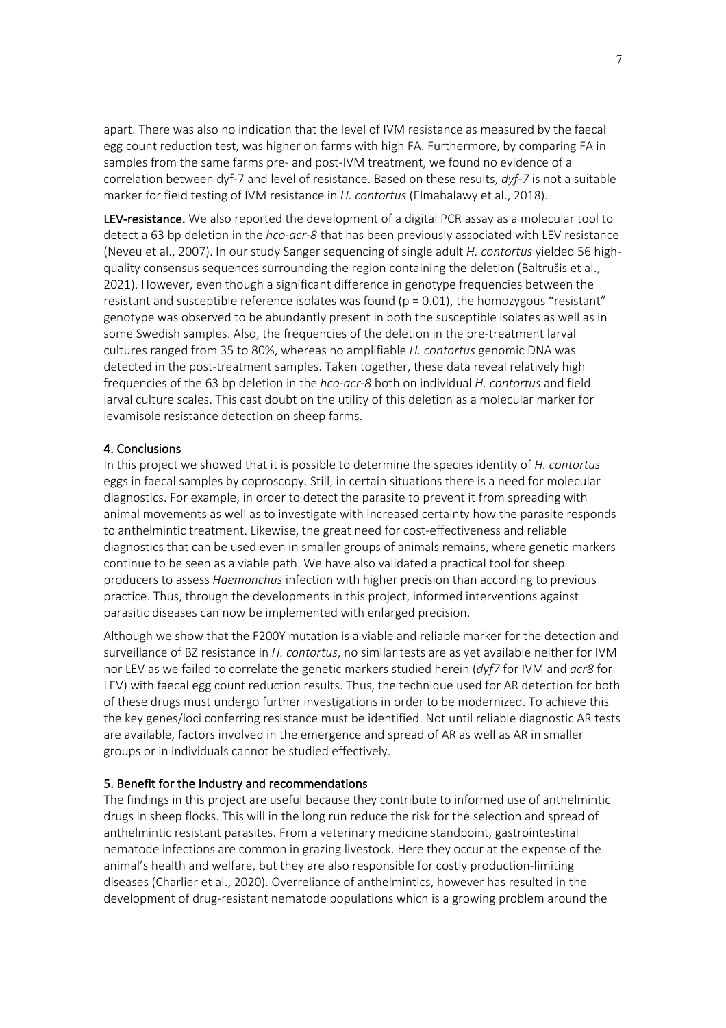apart. There was also no indication that the level of IVM resistance as measured by the faecal egg count reduction test, was higher on farms with high FA. Furthermore, by comparing FA in samples from the same farms pre- and post-IVM treatment, we found no evidence of a correlation between dyf-7 and level of resistance. Based on these results, *dyf-7* is not a suitable marker for field testing of IVM resistance in *H. contortus* (Elmahalawy et al., 2018).

**LEV-resistance.** We also reported the development of a digital PCR assay as a molecular tool to detect a 63 bp deletion in the *hco-acr-8* that has been previously associated with LEV resistance (Neveu et al., 2007). In our study Sanger sequencing of single adult *H. contortus* yielded 56 high-quality consensus sequences surrounding the region containing the deletion (Baltrušis et al., 2021). However, even though a significant difference in genotype frequencies between the resistant and susceptible reference isolates was found ($p = 0.01$), the homozygous "resistant" genotype was observed to be abundantly present in both the susceptible isolates as well as in some Swedish samples. Also, the frequencies of the deletion in the pre-treatment larval cultures ranged from 35 to 80%, whereas no amplifiable *H. contortus* genomic DNA was detected in the post-treatment samples. Taken together, these data reveal relatively high frequencies of the 63 bp deletion in the *hco-acr-8* both on individual *H. contortus* and field larval culture scales. This cast doubt on the utility of this deletion as a molecular marker for levamisole resistance detection on sheep farms.

## 4. Conclusions

In this project we showed that it is possible to determine the species identity of *H. contortus* eggs in faecal samples by coproscopy. Still, in certain situations there is a need for molecular diagnostics. For example, in order to detect the parasite to prevent it from spreading with animal movements as well as to investigate with increased certainty how the parasite responds to anthelmintic treatment. Likewise, the great need for cost-effectiveness and reliable diagnostics that can be used even in smaller groups of animals remains, where genetic markers continue to be seen as a viable path. We have also validated a practical tool for sheep producers to assess *Haemonchus* infection with higher precision than according to previous practice. Thus, through the developments in this project, informed interventions against parasitic diseases can now be implemented with enlarged precision.

Although we show that the F200Y mutation is a viable and reliable marker for the detection and surveillance of BZ resistance in *H. contortus*, no similar tests are as yet available neither for IVM nor LEV as we failed to correlate the genetic markers studied herein (*dyf7* for IVM and *acr8* for LEV) with faecal egg count reduction results. Thus, the technique used for AR detection for both of these drugs must undergo further investigations in order to be modernized. To achieve this the key genes/loci conferring resistance must be identified. Not until reliable diagnostic AR tests are available, factors involved in the emergence and spread of AR as well as AR in smaller groups or in individuals cannot be studied effectively.

## 5. Benefit for the industry and recommendations

The findings in this project are useful because they contribute to informed use of anthelmintic drugs in sheep flocks. This will in the long run reduce the risk for the selection and spread of anthelmintic resistant parasites. From a veterinary medicine standpoint, gastrointestinal nematode infections are common in grazing livestock. Here they occur at the expense of the animal's health and welfare, but they are also responsible for costly production-limiting diseases (Charlier et al., 2020). Overreliance of anthelmintics, however has resulted in the development of drug-resistant nematode populations which is a growing problem around the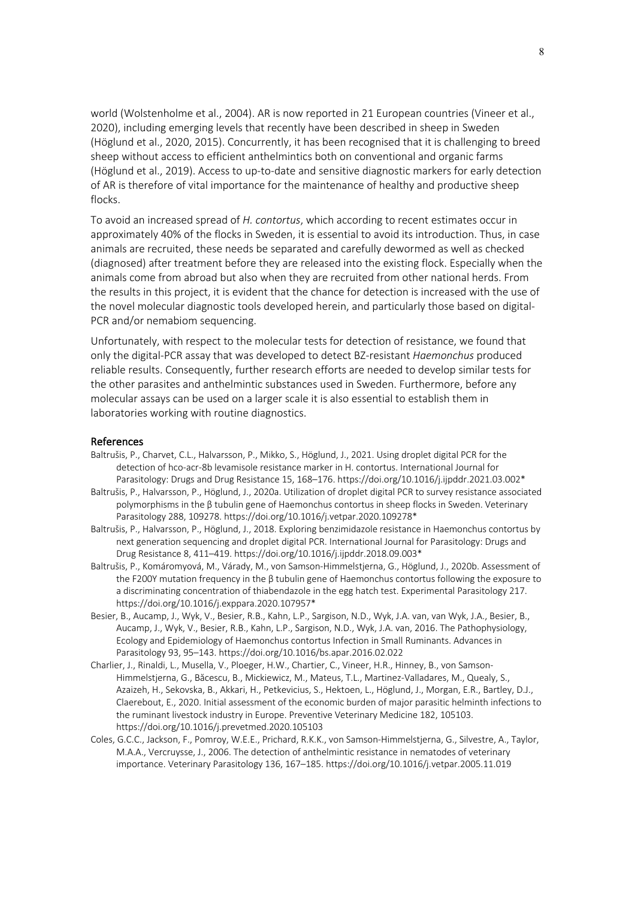world (Wolstenholme et al., 2004). AR is now reported in 21 European countries (Vineer et al., 2020), including emerging levels that recently have been described in sheep in Sweden (Höglund et al., 2020, 2015). Concurrently, it has been recognised that it is challenging to breed sheep without access to efficient anthelmintics both on conventional and organic farms (Höglund et al., 2019). Access to up-to-date and sensitive diagnostic markers for early detection of AR is therefore of vital importance for the maintenance of healthy and productive sheep flocks.

To avoid an increased spread of *H. contortus*, which according to recent estimates occur in approximately 40% of the flocks in Sweden, it is essential to avoid its introduction. Thus, in case animals are recruited, these needs be separated and carefully dewormed as well as checked (diagnosed) after treatment before they are released into the existing flock. Especially when the animals come from abroad but also when they are recruited from other national herds. From the results in this project, it is evident that the chance for detection is increased with the use of the novel molecular diagnostic tools developed herein, and particularly those based on digital-PCR and/or nemabiom sequencing.

Unfortunately, with respect to the molecular tests for detection of resistance, we found that only the digital-PCR assay that was developed to detect BZ-resistant *Haemonchus* produced reliable results. Consequently, further research efforts are needed to develop similar tests for the other parasites and anthelmintic substances used in Sweden. Furthermore, before any molecular assays can be used on a larger scale it is also essential to establish them in laboratories working with routine diagnostics.

## References

Baltrušis, P., Charvet, C.L., Halvarsson, P., Mikko, S., Höglund, J., 2021. Using droplet digital PCR for the detection of hco-acr-8b levamisole resistance marker in H. contortus. International Journal for Parasitology: Drugs and Drug Resistance 15, 168–176. https://doi.org/10.1016/j.ijpddr.2021.03.002*

Baltrušis, P., Halvarsson, P., Höglund, J., 2020a. Utilization of droplet digital PCR to survey resistance associated polymorphisms in the β tubulin gene of Haemonchus contortus in sheep flocks in Sweden. Veterinary Parasitology 288, 109278. https://doi.org/10.1016/j.vetpar.2020.109278*

Baltrušis, P., Halvarsson, P., Höglund, J., 2018. Exploring benzimidazole resistance in Haemonchus contortus by next generation sequencing and droplet digital PCR. International Journal for Parasitology: Drugs and Drug Resistance 8, 411–419. https://doi.org/10.1016/j.ijpddr.2018.09.003*

Baltrušis, P., Komáromyová, M., Várady, M., von Samson-Himmelstjerna, G., Höglund, J., 2020b. Assessment of the F200Y mutation frequency in the β tubulin gene of Haemonchus contortus following the exposure to a discriminating concentration of thiabendazole in the egg hatch test. Experimental Parasitology 217. https://doi.org/10.1016/j.exppara.2020.107957*

Besier, B., Aucamp, J., Wyk, V., Besier, R.B., Kahn, L.P., Sargison, N.D., Wyk, J.A. van, van Wyk, J.A., Besier, B., Aucamp, J., Wyk, V., Besier, R.B., Kahn, L.P., Sargison, N.D., Wyk, J.A. van, 2016. The Pathophysiology, Ecology and Epidemiology of Haemonchus contortus Infection in Small Ruminants. Advances in Parasitology 93, 95–143. https://doi.org/10.1016/bs.apar.2016.02.022

Charlier, J., Rinaldi, L., Musella, V., Ploeger, H.W., Chartier, C., Vineer, H.R., Hinney, B., von Samson-Himmelstjerna, G., Băcescu, B., Mickiewicz, M., Mateus, T.L., Martinez-Valladares, M., Quealy, S., Azaizeh, H., Sekovska, B., Akkari, H., Petkevicius, S., Hektoen, L., Höglund, J., Morgan, E.R., Bartley, D.J., Claerebout, E., 2020. Initial assessment of the economic burden of major parasitic helminth infections to the ruminant livestock industry in Europe. Preventive Veterinary Medicine 182, 105103. https://doi.org/10.1016/j.prevetmed.2020.105103

Coles, G.C.C., Jackson, F., Pomroy, W.E.E., Prichard, R.K.K., von Samson-Himmelstjerna, G., Silvestre, A., Taylor, M.A.A., Vercruysse, J., 2006. The detection of anthelmintic resistance in nematodes of veterinary importance. Veterinary Parasitology 136, 167–185. https://doi.org/10.1016/j.vetpar.2005.11.019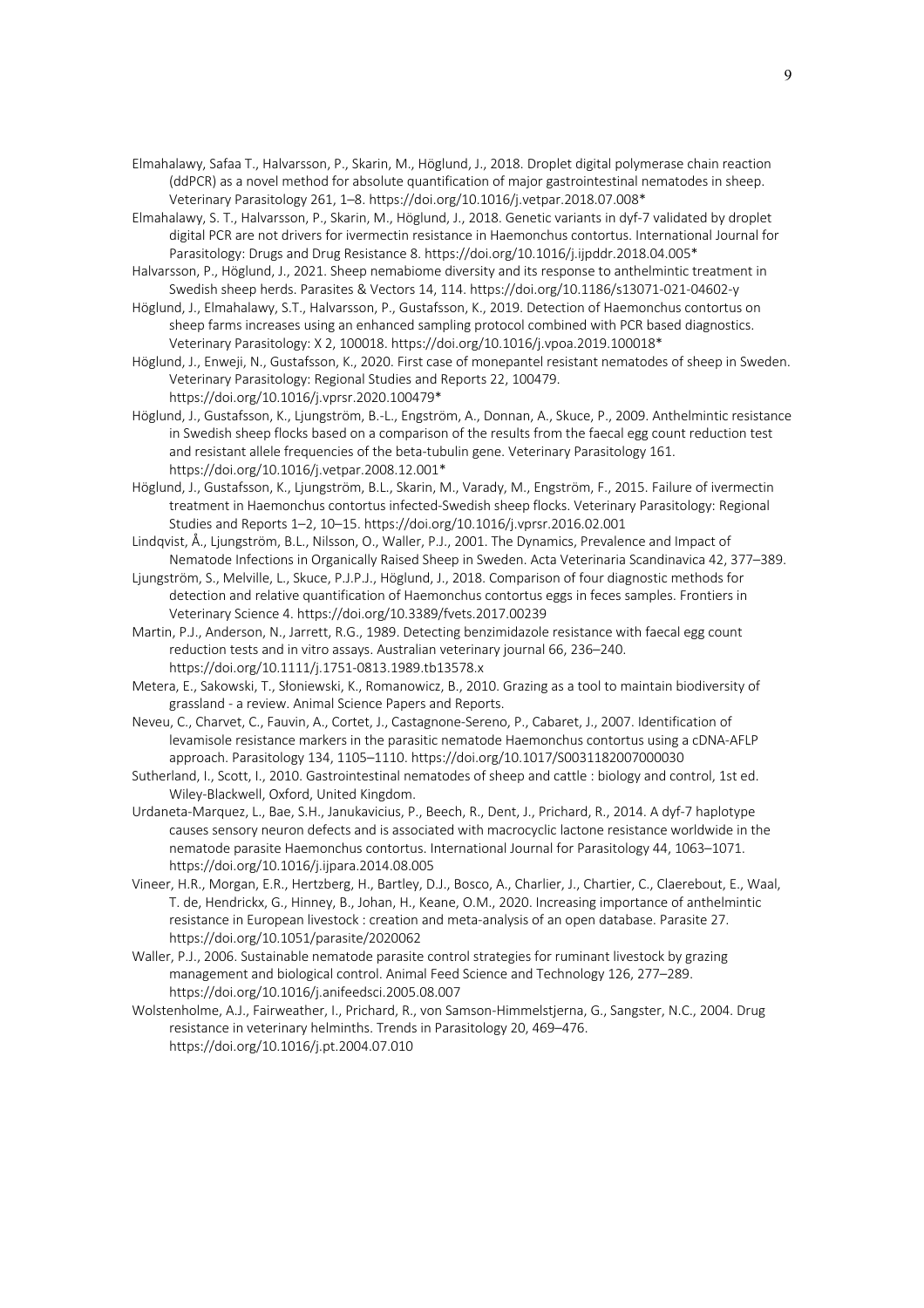Elmahalawy, Safaa T., Halvarsson, P., Skarin, M., Höglund, J., 2018. Droplet digital polymerase chain reaction (ddPCR) as a novel method for absolute quantification of major gastrointestinal nematodes in sheep. Veterinary Parasitology 261, 1–8. https://doi.org/10.1016/j.vetpar.2018.07.008*

Elmahalawy, S. T., Halvarsson, P., Skarin, M., Höglund, J., 2018. Genetic variants in dyf-7 validated by droplet digital PCR are not drivers for ivermectin resistance in Haemonchus contortus. International Journal for Parasitology: Drugs and Drug Resistance 8. https://doi.org/10.1016/j.ijpddr.2018.04.005*

Halvarsson, P., Höglund, J., 2021. Sheep nemabiome diversity and its response to anthelmintic treatment in Swedish sheep herds. Parasites & Vectors 14, 114. https://doi.org/10.1186/s13071-021-04602-y

Höglund, J., Elmahalawy, S.T., Halvarsson, P., Gustafsson, K., 2019. Detection of Haemonchus contortus on sheep farms increases using an enhanced sampling protocol combined with PCR based diagnostics. Veterinary Parasitology: X 2, 100018. https://doi.org/10.1016/j.vpoa.2019.100018*

Höglund, J., Enweji, N., Gustafsson, K., 2020. First case of monepantel resistant nematodes of sheep in Sweden. Veterinary Parasitology: Regional Studies and Reports 22, 100479. https://doi.org/10.1016/j.vprsr.2020.100479*

Höglund, J., Gustafsson, K., Ljungström, B.-L., Engström, A., Donnan, A., Skuce, P., 2009. Anthelmintic resistance in Swedish sheep flocks based on a comparison of the results from the faecal egg count reduction test and resistant allele frequencies of the beta-tubulin gene. Veterinary Parasitology 161. https://doi.org/10.1016/j.vetpar.2008.12.001*

Höglund, J., Gustafsson, K., Ljungström, B.L., Skarin, M., Varady, M., Engström, F., 2015. Failure of ivermectin treatment in Haemonchus contortus infected-Swedish sheep flocks. Veterinary Parasitology: Regional Studies and Reports 1–2, 10–15. https://doi.org/10.1016/j.vprsr.2016.02.001

Lindqvist, Å., Ljungström, B.L., Nilsson, O., Waller, P.J., 2001. The Dynamics, Prevalence and Impact of Nematode Infections in Organically Raised Sheep in Sweden. Acta Veterinaria Scandinavica 42, 377–389.

Ljungström, S., Melville, L., Skuce, P.J.P.J., Höglund, J., 2018. Comparison of four diagnostic methods for detection and relative quantification of Haemonchus contortus eggs in feces samples. Frontiers in Veterinary Science 4. https://doi.org/10.3389/fvets.2017.00239

Martin, P.J., Anderson, N., Jarrett, R.G., 1989. Detecting benzimidazole resistance with faecal egg count reduction tests and in vitro assays. Australian veterinary journal 66, 236–240. https://doi.org/10.1111/j.1751-0813.1989.tb13578.x

Metera, E., Sakowski, T., Słoniewski, K., Romanowicz, B., 2010. Grazing as a tool to maintain biodiversity of grassland - a review. Animal Science Papers and Reports.

Neveu, C., Charvet, C., Fauvin, A., Cortet, J., Castagnone-Sereno, P., Cabaret, J., 2007. Identification of levamisole resistance markers in the parasitic nematode Haemonchus contortus using a cDNA-AFLP approach. Parasitology 134, 1105–1110. https://doi.org/10.1017/S0031182007000030

Sutherland, I., Scott, I., 2010. Gastrointestinal nematodes of sheep and cattle : biology and control, 1st ed. Wiley-Blackwell, Oxford, United Kingdom.

Urdaneta-Marquez, L., Bae, S.H., Janukavicius, P., Beech, R., Dent, J., Prichard, R., 2014. A dyf-7 haplotype causes sensory neuron defects and is associated with macrocyclic lactone resistance worldwide in the nematode parasite Haemonchus contortus. International Journal for Parasitology 44, 1063–1071. https://doi.org/10.1016/j.ijpara.2014.08.005

Vineer, H.R., Morgan, E.R., Hertzberg, H., Bartley, D.J., Bosco, A., Charlier, J., Chartier, C., Claerebout, E., Waal, T. de, Hendrickx, G., Hinney, B., Johan, H., Keane, O.M., 2020. Increasing importance of anthelmintic resistance in European livestock : creation and meta-analysis of an open database. Parasite 27. https://doi.org/10.1051/parasite/2020062

Waller, P.J., 2006. Sustainable nematode parasite control strategies for ruminant livestock by grazing management and biological control. Animal Feed Science and Technology 126, 277–289. https://doi.org/10.1016/j.anifeedsci.2005.08.007

Wolstenholme, A.J., Fairweather, I., Prichard, R., von Samson-Himmelstjerna, G., Sangster, N.C., 2004. Drug resistance in veterinary helminths. Trends in Parasitology 20, 469–476. https://doi.org/10.1016/j.pt.2004.07.010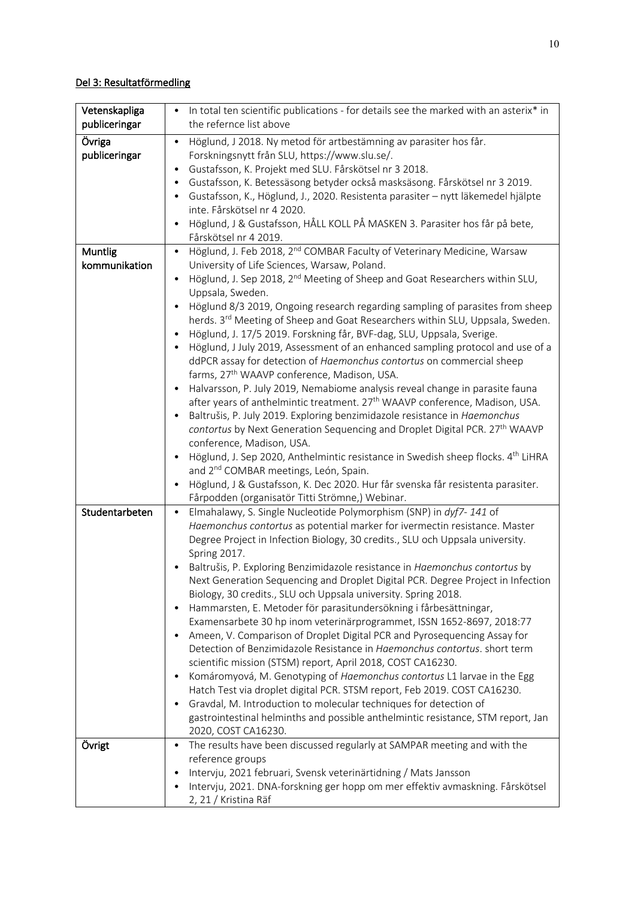## Del 3: Resultatförmedling

| | |
|---|---|
| Vetenskapliga publiceringar | • In total ten scientific publications - for details see the marked with an asterix* in the refernce list above |
| Övriga publiceringar | • Höglund, J 2018. Ny metod för artbestämning av parasiter hos får. Forskningsnytt från SLU, https://www.slu.se/. <br>• Gustafsson, K. Projekt med SLU. Fårskötsel nr 3 2018. <br>• Gustafsson, K. Betessäsong betyder också masksäsong. Fårskötsel nr 3 2019. <br>• Gustafsson, K., Höglund, J., 2020. Resistenta parasiter – nytt läkemedel hjälpte inte. Fårskötsel nr 4 2020. <br>• Höglund, J & Gustafsson, HÅLL KOLL PÅ MASKEN 3. Parasiter hos får på bete, Fårskötsel nr 4 2019. |
| Muntlig kommunikation | • Höglund, J. Feb 2018, 2nd COMBAR Faculty of Veterinary Medicine, Warsaw University of Life Sciences, Warsaw, Poland. <br>• Höglund, J. Sep 2018, 2nd Meeting of Sheep and Goat Researchers within SLU, Uppsala, Sweden. <br>• Höglund 8/3 2019, Ongoing research regarding sampling of parasites from sheep herds. 3rd Meeting of Sheep and Goat Researchers within SLU, Uppsala, Sweden. <br>• Höglund, J. 17/5 2019. Forskning får, BVF-dag, SLU, Uppsala, Sverige. <br>• Höglund, J July 2019, Assessment of an enhanced sampling protocol and use of a ddPCR assay for detection of *Haemonchus contortus* on commercial sheep farms, 27th WAAVP conference, Madison, USA. <br>• Halvarsson, P. July 2019, Nemabiome analysis reveal change in parasite fauna after years of anthelmintic treatment. 27th WAAVP conference, Madison, USA. <br>• Baltrušis, P. July 2019. Exploring benzimidazole resistance in *Haemonchus contortus* by Next Generation Sequencing and Droplet Digital PCR. 27th WAAVP conference, Madison, USA. <br>• Höglund, J. Sep 2020, Anthelmintic resistance in Swedish sheep flocks. 4th LiHRA and 2nd COMBAR meetings, León, Spain. <br>• Höglund, J & Gustafsson, K. Dec 2020. Hur får svenska får resistenta parasiter. Fårpodden (organisatör Titti Strömne,) Webinar. |
| Studentarbeten | • Elmahalawy, S. Single Nucleotide Polymorphism (SNP) in *dyf7- 141* of *Haemonchus contortus* as potential marker for ivermectin resistance. Master Degree Project in Infection Biology, 30 credits., SLU och Uppsala university. Spring 2017. <br>• Baltrušis, P. Exploring Benzimidazole resistance in *Haemonchus contortus* by Next Generation Sequencing and Droplet Digital PCR. Degree Project in Infection Biology, 30 credits., SLU och Uppsala university. Spring 2018. <br>• Hammarsten, E. Metoder för parasitundersökning i fårbesättningar, Examensarbete 30 hp inom veterinärprogrammet, ISSN 1652-8697, 2018:77 <br>• Ameen, V. Comparison of Droplet Digital PCR and Pyrosequencing Assay for Detection of Benzimidazole Resistance in *Haemonchus contortus*. short term scientific mission (STSM) report, April 2018, COST CA16230. <br>• Komáromyová, M. Genotyping of *Haemonchus contortus* L1 larvae in the Egg Hatch Test via droplet digital PCR. STSM report, Feb 2019. COST CA16230. <br>• Gravdal, M. Introduction to molecular techniques for detection of gastrointestinal helminths and possible anthelmintic resistance, STM report, Jan 2020, COST CA16230. |
| Övrigt | • The results have been discussed regularly at SAMPAR meeting and with the reference groups <br>• Intervju, 2021 februari, Svensk veterinärtidning / Mats Jansson <br>• Intervju, 2021. DNA-forskning ger hopp om mer effektiv avmaskning. Fårskötsel 2, 21 / Kristina Räf |